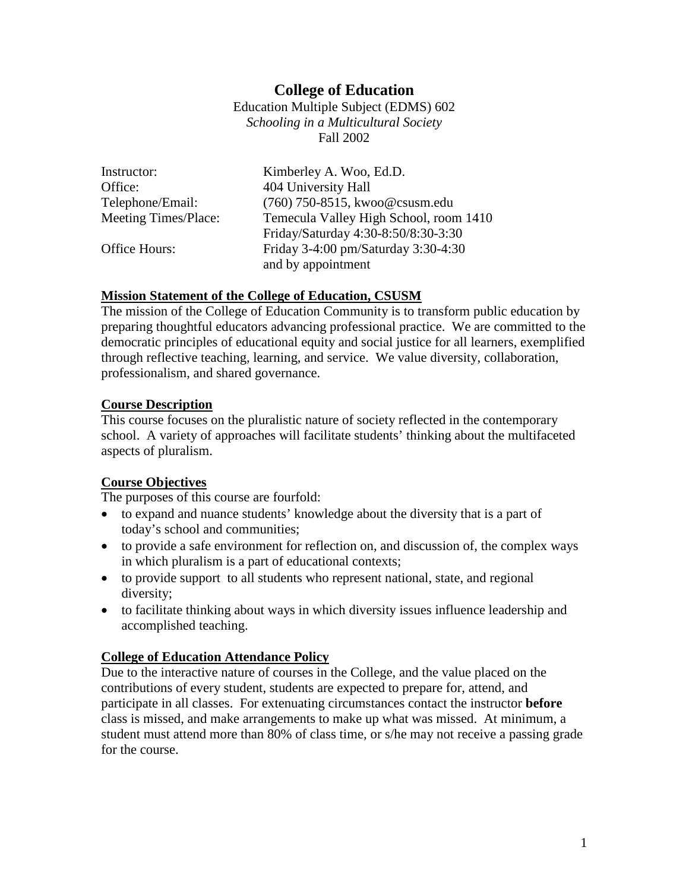# College of Education

Education Multiple Subject (EDMS) 602
*Schooling in a Multicultural Society*
Fall 2002

| | |
|---|---|
| Instructor: | Kimberley A. Woo, Ed.D. |
| Office: | 404 University Hall |
| Telephone/Email: | (760) 750-8515, kwoo@csusm.edu |
| Meeting Times/Place: | Temecula Valley High School, room 1410<br>Friday/Saturday 4:30-8:50/8:30-3:30 |
| Office Hours: | Friday 3-4:00 pm/Saturday 3:30-4:30<br>and by appointment |

## Mission Statement of the College of Education, CSUSM

The mission of the College of Education Community is to transform public education by preparing thoughtful educators advancing professional practice. We are committed to the democratic principles of educational equity and social justice for all learners, exemplified through reflective teaching, learning, and service. We value diversity, collaboration, professionalism, and shared governance.

## Course Description

This course focuses on the pluralistic nature of society reflected in the contemporary school. A variety of approaches will facilitate students' thinking about the multifaceted aspects of pluralism.

## Course Objectives

The purposes of this course are fourfold:

- to expand and nuance students' knowledge about the diversity that is a part of today's school and communities;
- to provide a safe environment for reflection on, and discussion of, the complex ways in which pluralism is a part of educational contexts;
- to provide support to all students who represent national, state, and regional diversity;
- to facilitate thinking about ways in which diversity issues influence leadership and accomplished teaching.

## College of Education Attendance Policy

Due to the interactive nature of courses in the College, and the value placed on the contributions of every student, students are expected to prepare for, attend, and participate in all classes. For extenuating circumstances contact the instructor **before** class is missed, and make arrangements to make up what was missed. At minimum, a student must attend more than 80% of class time, or s/he may not receive a passing grade for the course.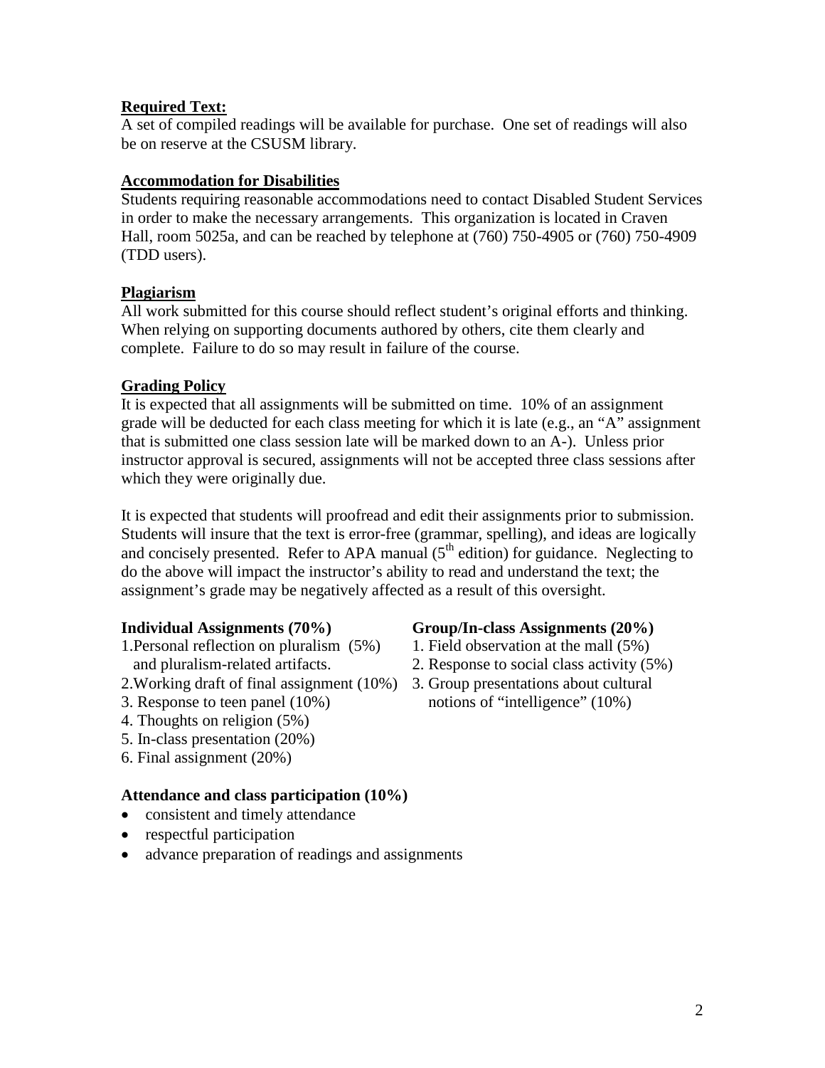## Required Text:

A set of compiled readings will be available for purchase. One set of readings will also be on reserve at the CSUSM library.

## Accommodation for Disabilities

Students requiring reasonable accommodations need to contact Disabled Student Services in order to make the necessary arrangements. This organization is located in Craven Hall, room 5025a, and can be reached by telephone at (760) 750-4905 or (760) 750-4909 (TDD users).

## Plagiarism

All work submitted for this course should reflect student's original efforts and thinking. When relying on supporting documents authored by others, cite them clearly and complete. Failure to do so may result in failure of the course.

## Grading Policy

It is expected that all assignments will be submitted on time. 10% of an assignment grade will be deducted for each class meeting for which it is late (e.g., an "A" assignment that is submitted one class session late will be marked down to an A-). Unless prior instructor approval is secured, assignments will not be accepted three class sessions after which they were originally due.

It is expected that students will proofread and edit their assignments prior to submission. Students will insure that the text is error-free (grammar, spelling), and ideas are logically and concisely presented. Refer to APA manual (5th edition) for guidance. Neglecting to do the above will impact the instructor's ability to read and understand the text; the assignment's grade may be negatively affected as a result of this oversight.

**Individual Assignments (70%)**

1. Personal reflection on pluralism (5%) and pluralism-related artifacts.
2. Working draft of final assignment (10%)
3. Response to teen panel (10%)
4. Thoughts on religion (5%)
5. In-class presentation (20%)
6. Final assignment (20%)

**Group/In-class Assignments (20%)**

1. Field observation at the mall (5%)
2. Response to social class activity (5%)
3. Group presentations about cultural notions of "intelligence" (10%)

**Attendance and class participation (10%)**

- consistent and timely attendance
- respectful participation
- advance preparation of readings and assignments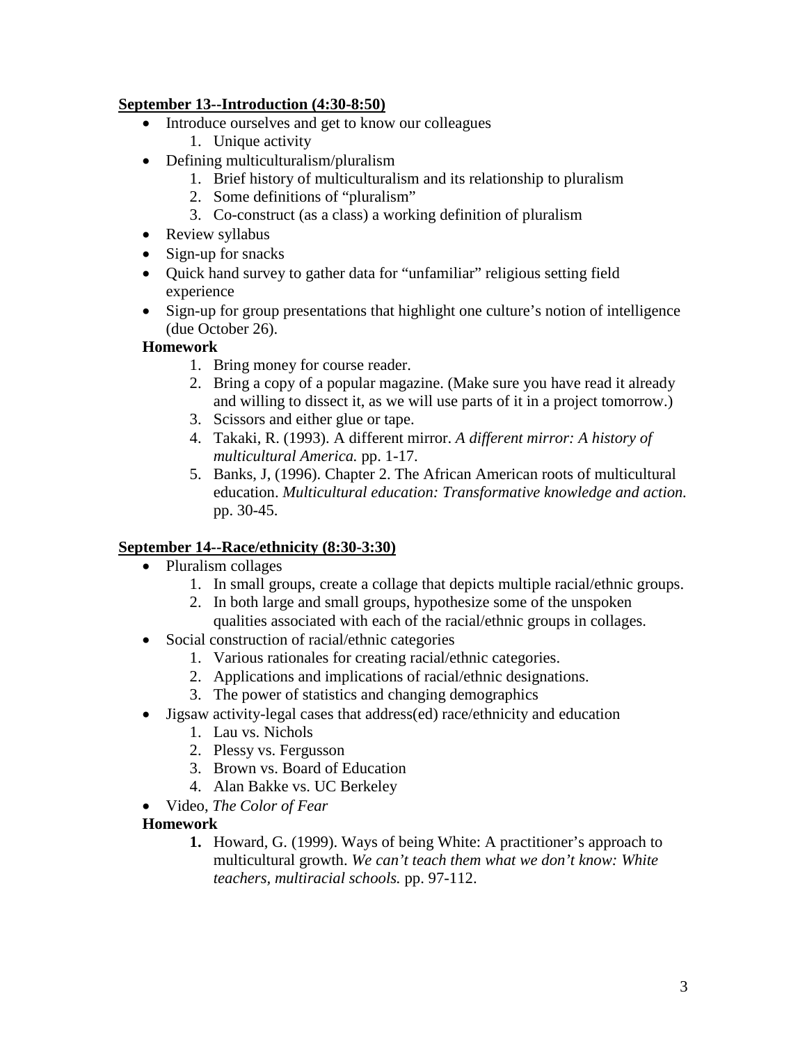**<u>September 13--Introduction (4:30-8:50)</u>**

- Introduce ourselves and get to know our colleagues
    1. Unique activity
- Defining multiculturalism/pluralism
    1. Brief history of multiculturalism and its relationship to pluralism
    2. Some definitions of "pluralism"
    3. Co-construct (as a class) a working definition of pluralism
- Review syllabus
- Sign-up for snacks
- Quick hand survey to gather data for "unfamiliar" religious setting field experience
- Sign-up for group presentations that highlight one culture's notion of intelligence (due October 26).

**Homework**

1. Bring money for course reader.
2. Bring a copy of a popular magazine. (Make sure you have read it already and willing to dissect it, as we will use parts of it in a project tomorrow.)
3. Scissors and either glue or tape.
4. Takaki, R. (1993). A different mirror. *A different mirror: A history of multicultural America.* pp. 1-17.
5. Banks, J, (1996). Chapter 2. The African American roots of multicultural education. *Multicultural education: Transformative knowledge and action.* pp. 30-45.

**<u>September 14--Race/ethnicity (8:30-3:30)</u>**

- Pluralism collages
    1. In small groups, create a collage that depicts multiple racial/ethnic groups.
    2. In both large and small groups, hypothesize some of the unspoken qualities associated with each of the racial/ethnic groups in collages.
- Social construction of racial/ethnic categories
    1. Various rationales for creating racial/ethnic categories.
    2. Applications and implications of racial/ethnic designations.
    3. The power of statistics and changing demographics
- Jigsaw activity-legal cases that address(ed) race/ethnicity and education
    1. Lau vs. Nichols
    2. Plessy vs. Fergusson
    3. Brown vs. Board of Education
    4. Alan Bakke vs. UC Berkeley
- Video, *The Color of Fear*

**Homework**

1. Howard, G. (1999). Ways of being White: A practitioner's approach to multicultural growth. *We can't teach them what we don't know: White teachers, multiracial schools.* pp. 97-112.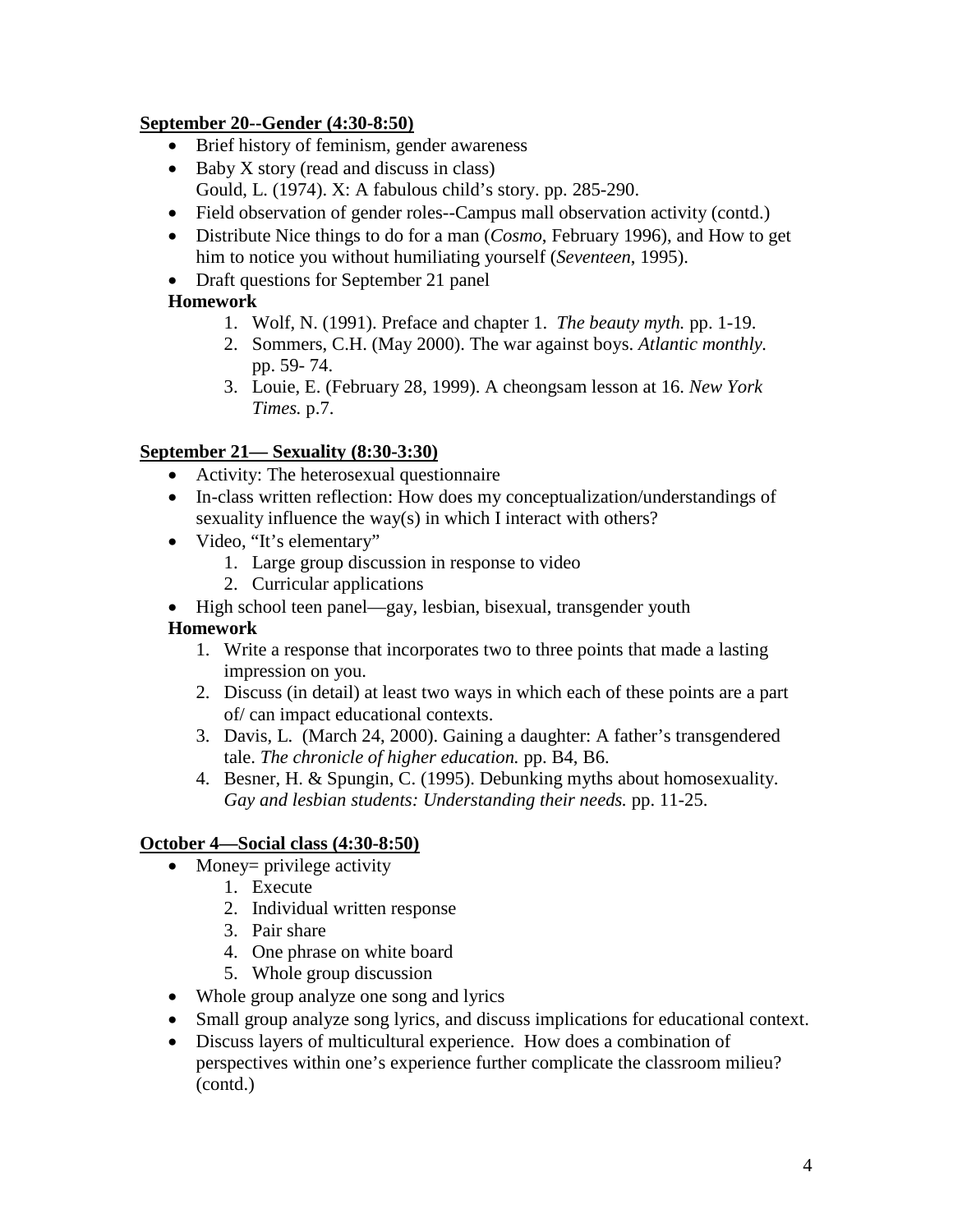**September 20--Gender (4:30-8:50)**

- Brief history of feminism, gender awareness
- Baby X story (read and discuss in class)  
  Gould, L. (1974). X: A fabulous child's story. pp. 285-290.
- Field observation of gender roles--Campus mall observation activity (contd.)
- Distribute Nice things to do for a man (*Cosmo*, February 1996), and How to get him to notice you without humiliating yourself (*Seventeen*, 1995).
- Draft questions for September 21 panel

**Homework**

1. Wolf, N. (1991). Preface and chapter 1. *The beauty myth.* pp. 1-19.
2. Sommers, C.H. (May 2000). The war against boys. *Atlantic monthly.* pp. 59- 74.
3. Louie, E. (February 28, 1999). A cheongsam lesson at 16. *New York Times.* p.7.

**September 21— Sexuality (8:30-3:30)**

- Activity: The heterosexual questionnaire
- In-class written reflection: How does my conceptualization/understandings of sexuality influence the way(s) in which I interact with others?
- Video, "It's elementary"
  1. Large group discussion in response to video
  2. Curricular applications
- High school teen panel—gay, lesbian, bisexual, transgender youth

**Homework**

1. Write a response that incorporates two to three points that made a lasting impression on you.
2. Discuss (in detail) at least two ways in which each of these points are a part of/ can impact educational contexts.
3. Davis, L. (March 24, 2000). Gaining a daughter: A father's transgendered tale. *The chronicle of higher education.* pp. B4, B6.
4. Besner, H. & Spungin, C. (1995). Debunking myths about homosexuality. *Gay and lesbian students: Understanding their needs.* pp. 11-25.

**October 4—Social class (4:30-8:50)**

- Money= privilege activity
  1. Execute
  2. Individual written response
  3. Pair share
  4. One phrase on white board
  5. Whole group discussion
- Whole group analyze one song and lyrics
- Small group analyze song lyrics, and discuss implications for educational context.
- Discuss layers of multicultural experience. How does a combination of perspectives within one's experience further complicate the classroom milieu? (contd.)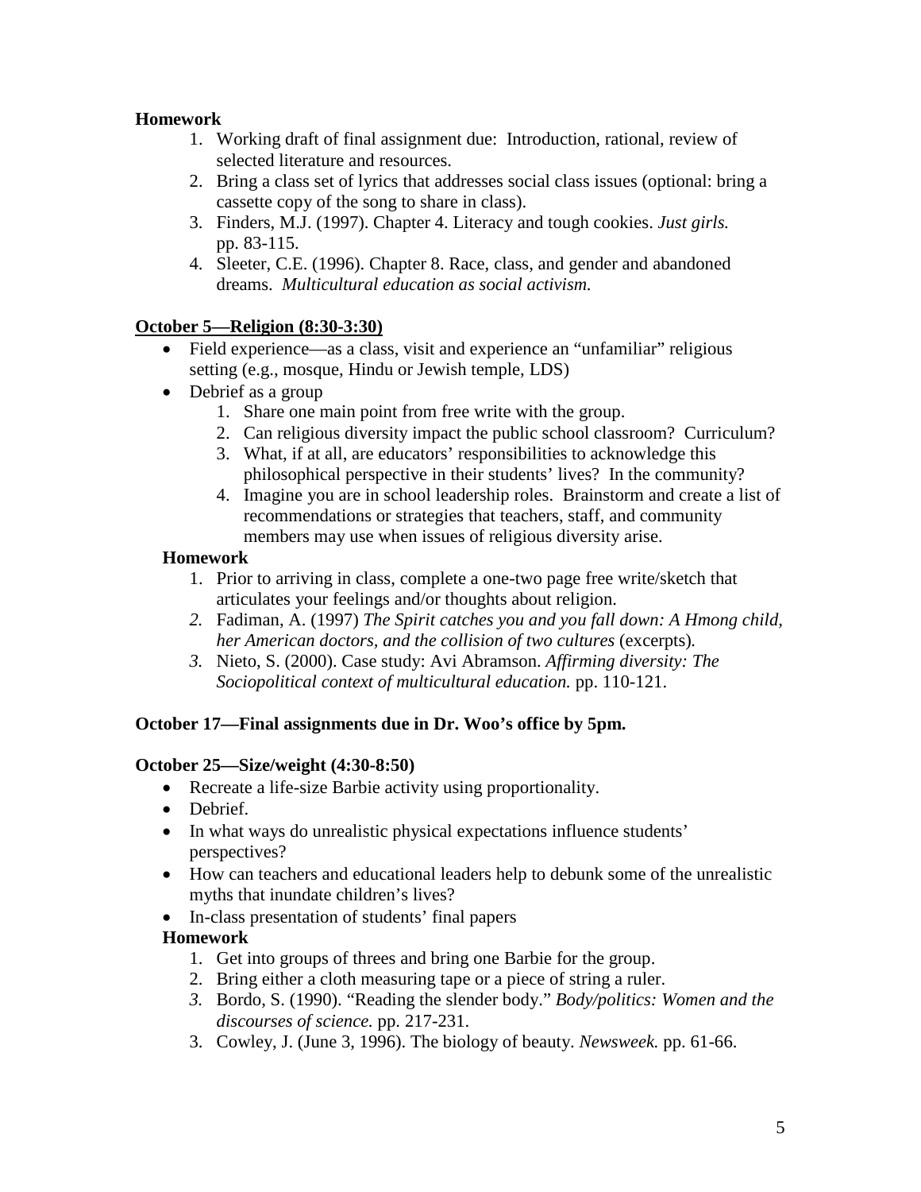**Homework**

1. Working draft of final assignment due: Introduction, rational, review of selected literature and resources.
2. Bring a class set of lyrics that addresses social class issues (optional: bring a cassette copy of the song to share in class).
3. Finders, M.J. (1997). Chapter 4. Literacy and tough cookies. *Just girls.* pp. 83-115.
4. Sleeter, C.E. (1996). Chapter 8. Race, class, and gender and abandoned dreams. *Multicultural education as social activism.*

**October 5—Religion (8:30-3:30)**

- Field experience—as a class, visit and experience an "unfamiliar" religious setting (e.g., mosque, Hindu or Jewish temple, LDS)
- Debrief as a group
    1. Share one main point from free write with the group.
    2. Can religious diversity impact the public school classroom? Curriculum?
    3. What, if at all, are educators' responsibilities to acknowledge this philosophical perspective in their students' lives? In the community?
    4. Imagine you are in school leadership roles. Brainstorm and create a list of recommendations or strategies that teachers, staff, and community members may use when issues of religious diversity arise.

**Homework**

1. Prior to arriving in class, complete a one-two page free write/sketch that articulates your feelings and/or thoughts about religion.
2. Fadiman, A. (1997) *The Spirit catches you and you fall down: A Hmong child, her American doctors, and the collision of two cultures* (excerpts).
3. Nieto, S. (2000). Case study: Avi Abramson. *Affirming diversity: The Sociopolitical context of multicultural education.* pp. 110-121.

**October 17—Final assignments due in Dr. Woo's office by 5pm.**

**October 25—Size/weight (4:30-8:50)**

- Recreate a life-size Barbie activity using proportionality.
- Debrief.
- In what ways do unrealistic physical expectations influence students' perspectives?
- How can teachers and educational leaders help to debunk some of the unrealistic myths that inundate children's lives?
- In-class presentation of students' final papers

**Homework**

1. Get into groups of threes and bring one Barbie for the group.
2. Bring either a cloth measuring tape or a piece of string a ruler.
3. Bordo, S. (1990). "Reading the slender body." *Body/politics: Women and the discourses of science.* pp. 217-231.
3. Cowley, J. (June 3, 1996). The biology of beauty. *Newsweek.* pp. 61-66.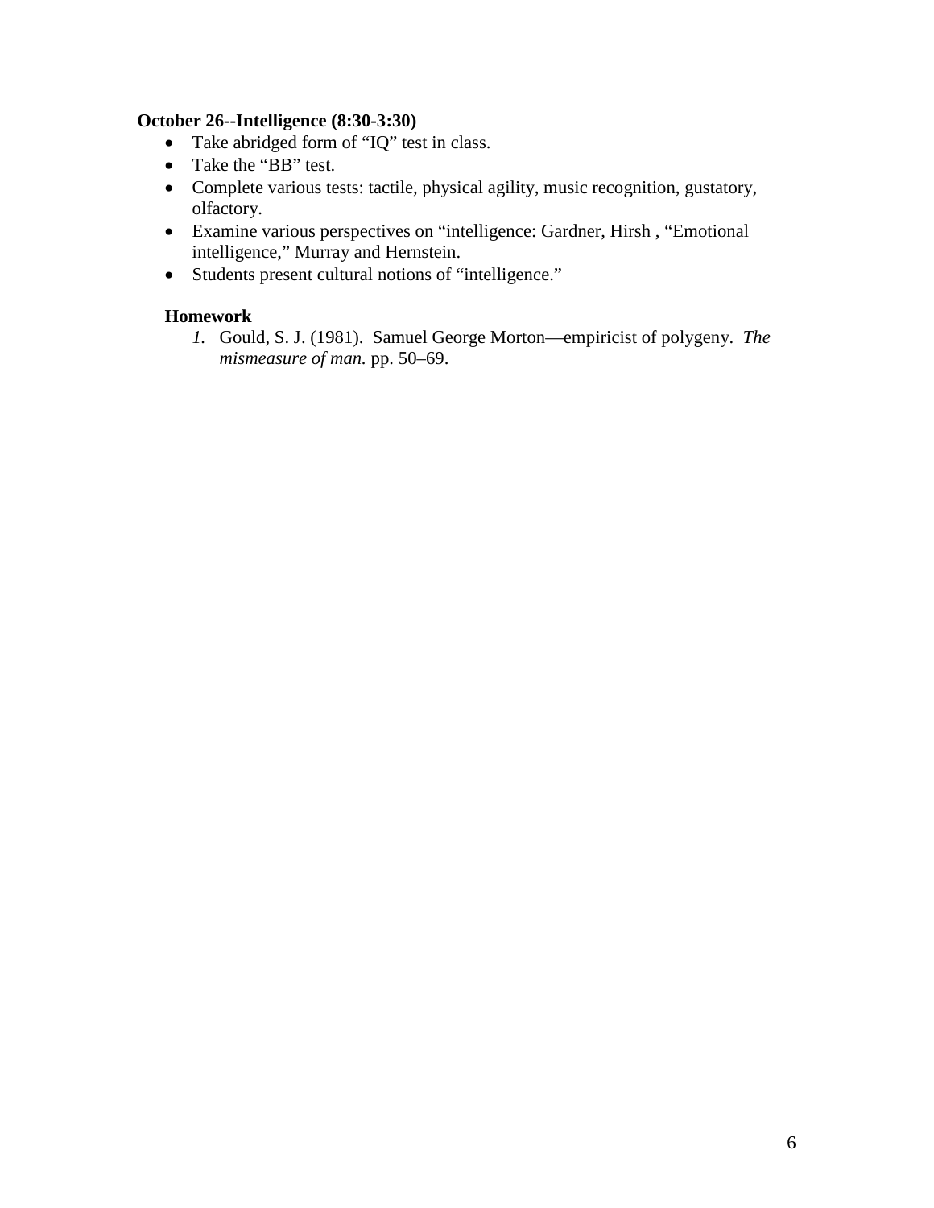**October 26--Intelligence (8:30-3:30)**

- Take abridged form of "IQ" test in class.
- Take the "BB" test.
- Complete various tests: tactile, physical agility, music recognition, gustatory, olfactory.
- Examine various perspectives on "intelligence: Gardner, Hirsh , "Emotional intelligence," Murray and Hernstein.
- Students present cultural notions of "intelligence."

**Homework**

1. Gould, S. J. (1981). Samuel George Morton—empiricist of polygeny. *The mismeasure of man.* pp. 50–69.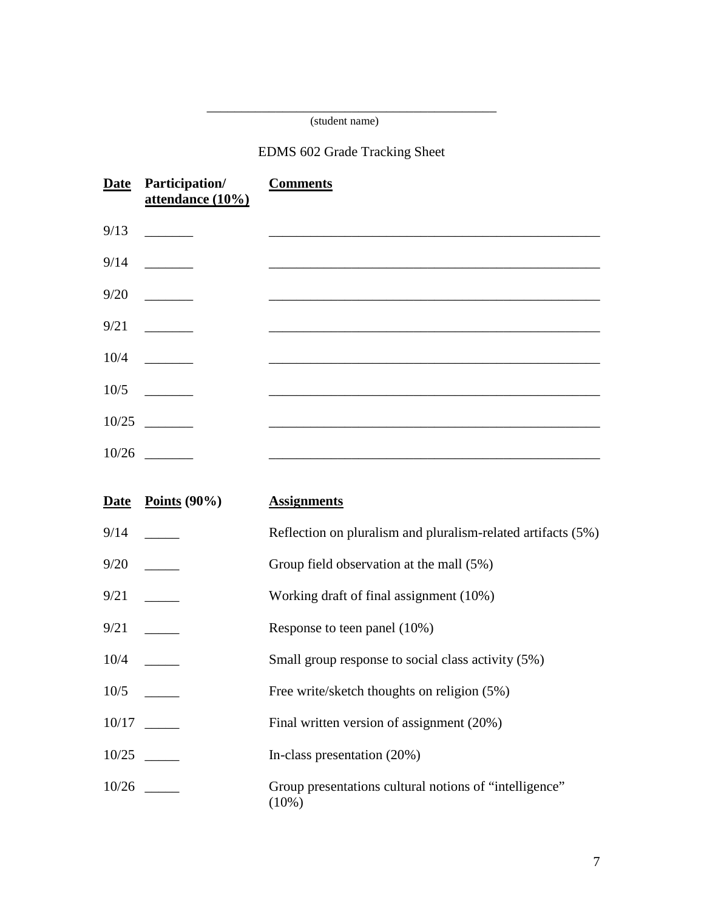\_\_\_\_\_\_\_\_\_\_\_\_\_\_\_\_\_\_\_\_\_\_\_\_\_\_\_\_\_\_\_\_\_\_\_\_\_\_\_\_

(student name)

EDMS 602 Grade Tracking Sheet

| **Date** | **Participation/ attendance (10%)** | **Comments** |
|---|---|---|
| 9/13 | _______ | _______________________________________________ |
| 9/14 | _______ | _______________________________________________ |
| 9/20 | _______ | _______________________________________________ |
| 9/21 | _______ | _______________________________________________ |
| 10/4 | _______ | _______________________________________________ |
| 10/5 | _______ | _______________________________________________ |
| 10/25 | _______ | _______________________________________________ |
| 10/26 | _______ | _______________________________________________ |

| **Date** | **Points (90%)** | **Assignments** |
|---|---|---|
| 9/14 | _____ | Reflection on pluralism and pluralism-related artifacts (5%) |
| 9/20 | _____ | Group field observation at the mall (5%) |
| 9/21 | _____ | Working draft of final assignment (10%) |
| 9/21 | _____ | Response to teen panel (10%) |
| 10/4 | _____ | Small group response to social class activity (5%) |
| 10/5 | _____ | Free write/sketch thoughts on religion (5%) |
| 10/17 | _____ | Final written version of assignment (20%) |
| 10/25 | _____ | In-class presentation (20%) |
| 10/26 | _____ | Group presentations cultural notions of "intelligence" (10%) |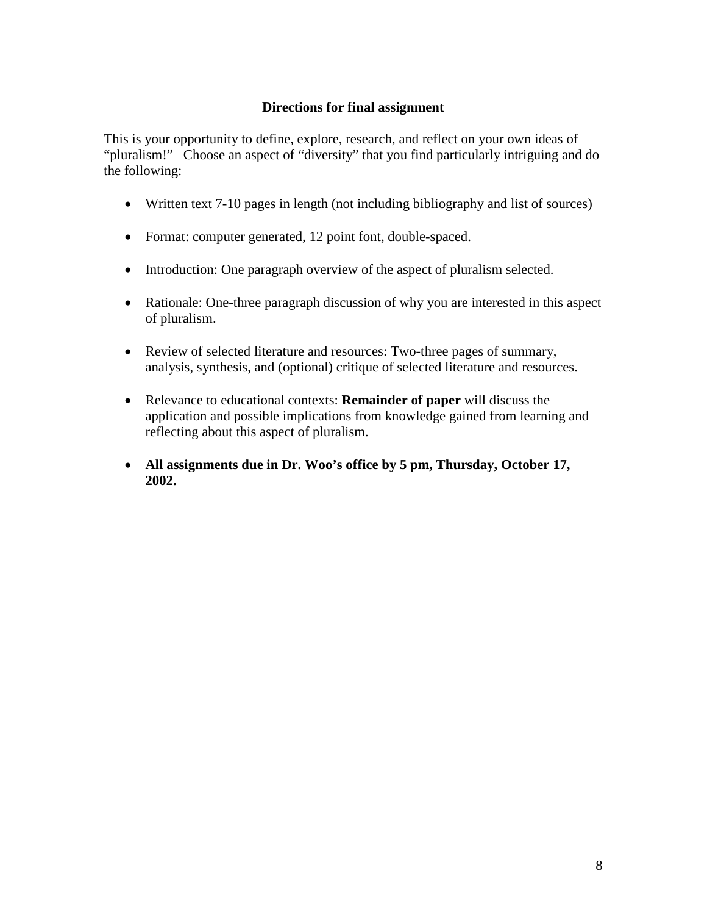**Directions for final assignment**

This is your opportunity to define, explore, research, and reflect on your own ideas of "pluralism!" Choose an aspect of "diversity" that you find particularly intriguing and do the following:

- Written text 7-10 pages in length (not including bibliography and list of sources)
- Format: computer generated, 12 point font, double-spaced.
- Introduction: One paragraph overview of the aspect of pluralism selected.
- Rationale: One-three paragraph discussion of why you are interested in this aspect of pluralism.
- Review of selected literature and resources: Two-three pages of summary, analysis, synthesis, and (optional) critique of selected literature and resources.
- Relevance to educational contexts: **Remainder of paper** will discuss the application and possible implications from knowledge gained from learning and reflecting about this aspect of pluralism.
- **All assignments due in Dr. Woo's office by 5 pm, Thursday, October 17, 2002.**